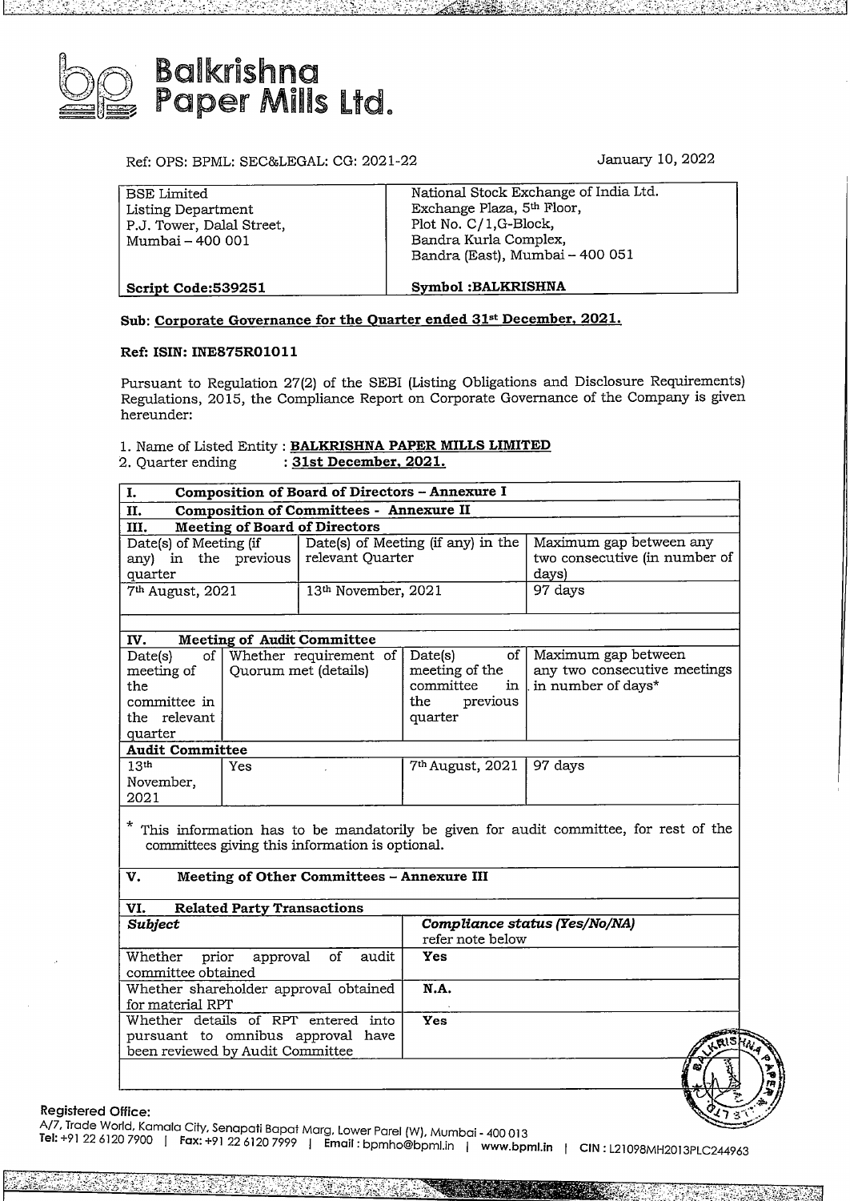# Balkrishna Paper Mills Ltd.

Ref: OPS: BPML: SEC&LEGAL: CG: 2021-22

January 10, 2022

| BSE Limited<br>Listing Department<br>P.J. Tower, Dalal Street,<br>Mumbai – 400 001 | National Stock Exchange of India Ltd.<br>Exchange Plaza, 5th Floor,<br>Plot No. C/1,G-Block,<br>Bandra Kurla Complex,<br>Bandra (East), Mumbai – 400 051 |
|---|---|
| **Script Code:539251** | **Symbol :BALKRISHNA** |

**Sub: Corporate Governance for the Quarter ended 31st December, 2021.**

**Ref: ISIN: INE875R01011**

Pursuant to Regulation 27(2) of the SEBI (Listing Obligations and Disclosure Requirements) Regulations, 2015, the Compliance Report on Corporate Governance of the Company is given hereunder:

1. Name of Listed Entity : **BALKRISHNA PAPER MILLS LIMITED**
2. Quarter ending : **31st December, 2021.**

| **I. Composition of Board of Directors – Annexure I** | | |
|---|---|---|
| **II. Composition of Committees - Annexure II** | | |
| **III. Meeting of Board of Directors** | | |
| Date(s) of Meeting (if any) in the previous quarter | Date(s) of Meeting (if any) in the relevant Quarter | Maximum gap between any two consecutive (in number of days) |
| 7th August, 2021 | 13th November, 2021 | 97 days |

| **IV. Meeting of Audit Committee** | | | |
|---|---|---|---|
| Date(s) of meeting of the committee in the relevant quarter | Whether requirement of Quorum met (details) | Date(s) of meeting of the committee in the previous quarter | Maximum gap between any two consecutive meetings in number of days* |
| **Audit Committee** | | | |
| 13th November, 2021 | Yes | 7th August, 2021 | 97 days |

\* This information has to be mandatorily be given for audit committee, for rest of the committees giving this information is optional.

**V. Meeting of Other Committees – Annexure III**

| **VI. Related Party Transactions** | |
|---|---|
| ***Subject*** | ***Compliance status (Yes/No/NA)*** refer note below |
| Whether prior approval of audit committee obtained | **Yes** |
| Whether shareholder approval obtained for material RPT | **N.A.** |
| Whether details of RPT entered into pursuant to omnibus approval have been reviewed by Audit Committee | **Yes** |

**Registered Office:**
A/7, Trade World, Kamala City, Senapati Bapat Marg, Lower Parel (W), Mumbai - 400 013
**Tel:** +91 22 6120 7900 | **Fax:** +91 22 6120 7999 | **Email** : bpmho@bpml.in | **www.bpml.in** | **CIN** : L21098MH2013PLC244963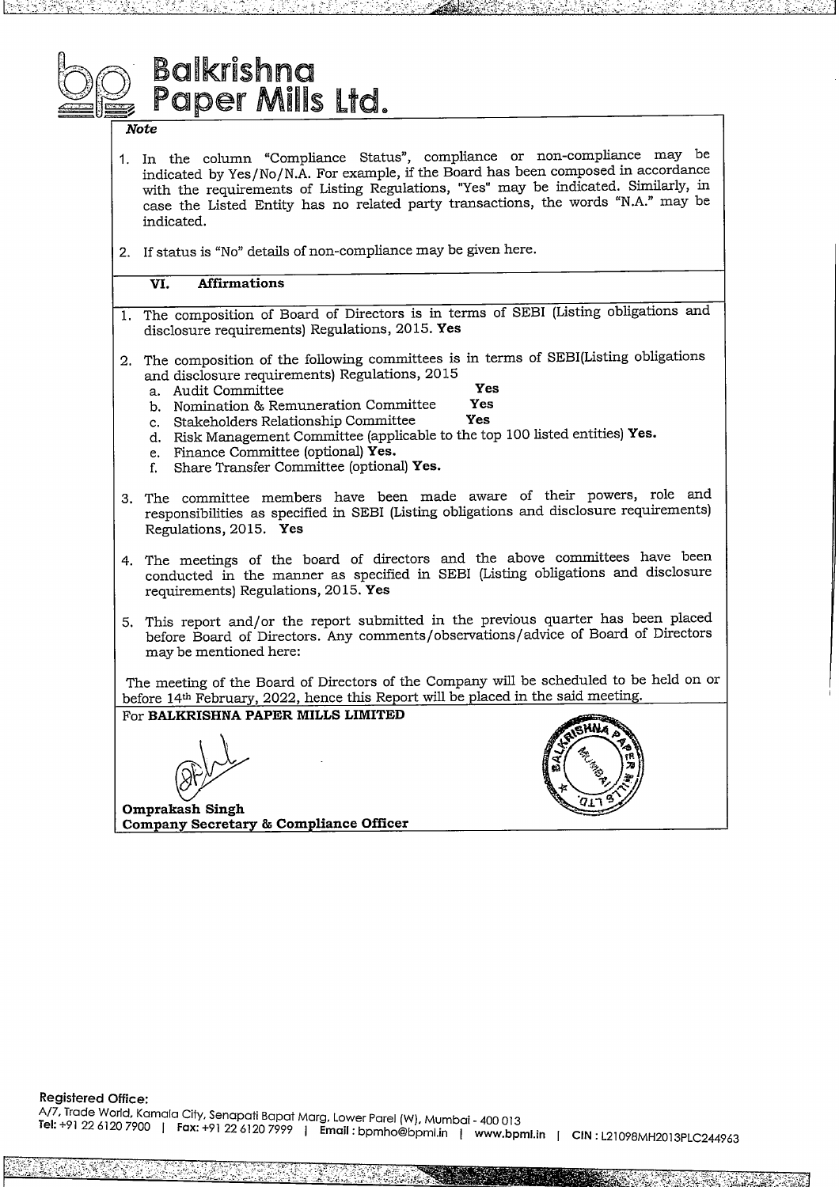# Balkrishna Paper Mills Ltd.

*Note*

1. In the column "Compliance Status", compliance or non-compliance may be indicated by Yes/No/N.A. For example, if the Board has been composed in accordance with the requirements of Listing Regulations, "Yes" may be indicated. Similarly, in case the Listed Entity has no related party transactions, the words "N.A." may be indicated.

2. If status is "No" details of non-compliance may be given here.

## VI. Affirmations

1. The composition of Board of Directors is in terms of SEBI (Listing obligations and disclosure requirements) Regulations, 2015. **Yes**

2. The composition of the following committees is in terms of SEBI(Listing obligations and disclosure requirements) Regulations, 2015
   a. Audit Committee **Yes**
   b. Nomination & Remuneration Committee **Yes**
   c. Stakeholders Relationship Committee **Yes**
   d. Risk Management Committee (applicable to the top 100 listed entities) **Yes.**
   e. Finance Committee (optional) **Yes.**
   f. Share Transfer Committee (optional) **Yes.**

3. The committee members have been made aware of their powers, role and responsibilities as specified in SEBI (Listing obligations and disclosure requirements) Regulations, 2015. **Yes**

4. The meetings of the board of directors and the above committees have been conducted in the manner as specified in SEBI (Listing obligations and disclosure requirements) Regulations, 2015. **Yes**

5. This report and/or the report submitted in the previous quarter has been placed before Board of Directors. Any comments/observations/advice of Board of Directors may be mentioned here:

The meeting of the Board of Directors of the Company will be scheduled to be held on or before 14th February, 2022, hence this Report will be placed in the said meeting.

For **BALKRISHNA PAPER MILLS LIMITED**

**Omprakash Singh**
**Company Secretary & Compliance Officer**

**Registered Office:**
A/7, Trade World, Kamala City, Senapati Bapat Marg, Lower Parel (W), Mumbai - 400 013
**Tel:** +91 22 6120 7900 | **Fax:** +91 22 6120 7999 | **Email:** bpmho@bpml.in | **www.bpml.in** | **CIN:** L21098MH2013PLC244963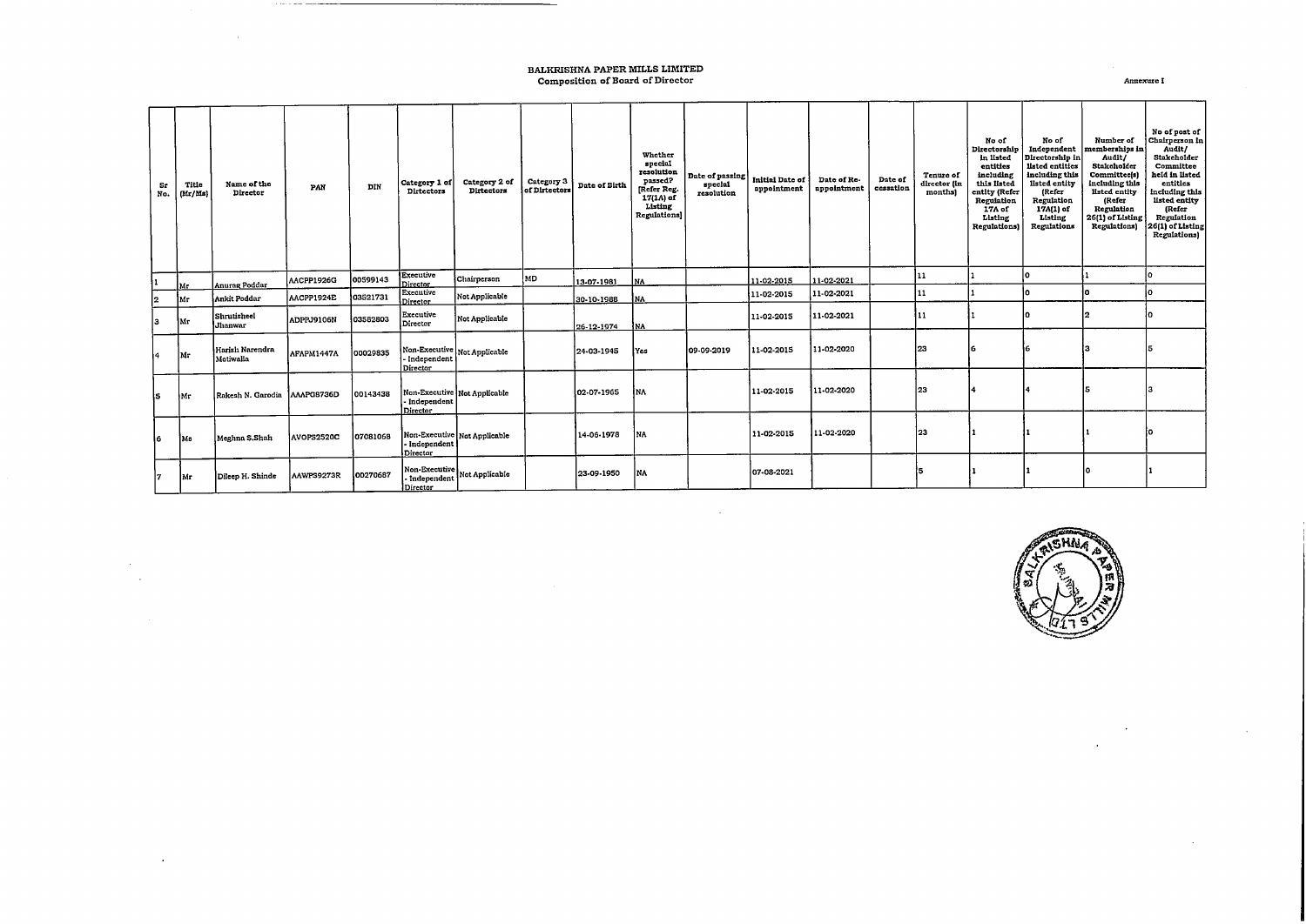# BALKRISHNA PAPER MILLS LIMITED

## Composition of Board of Director

Annexure I

| Sr No. | Title (Mr/Ms) | Name of the Director | PAN | DIN | Category 1 of Directors | Category 2 of Directors | Category 3 of Directors | Date of Birth | Whether special resolution passed? [Refer Reg. 17(1A) of Listing Regulations] | Date of passing special resolution | Initial Date of appointment | Date of Re-appointment | Date of cessation | Tenure of director (in months) | No of Directorship in listed entities including this listed entity (Refer Regulation 17A of Listing Regulations) | No of Independent Directorship in listed entities including this listed entity (Refer Regulation 17A(1) of Listing Regulations | Number of memberships in Audit/ Stakeholder Committee(s) including this listed entity (Refer Regulation 26(1) of Listing Regulations) | No of post of Chairperson in Audit/ Stakeholder Committee held in listed entities including this listed entity (Refer Regulation 26(1) of Listing Regulations) |
|---|---|---|---|---|---|---|---|---|---|---|---|---|---|---|---|---|---|---|
| 1 | Mr | Anurag Poddar | AACPP1926G | 00599143 | Executive Director | Chairperson | MD | 13-07-1981 | NA | | 11-02-2015 | 11-02-2021 | | 11 | 1 | 0 | 1 | 0 |
| 2 | Mr | Ankit Poddar | AACPP1924E | 03521731 | Executive Director | Not Applicable | | 30-10-1988 | NA | | 11-02-2015 | 11-02-2021 | | 11 | 1 | 0 | 0 | 0 |
| 3 | Mr | Shrutisheel Jhanwar | ADPPJ9106N | 03582803 | Executive Director | Not Applicable | | 26-12-1974 | NA | | 11-02-2015 | 11-02-2021 | | 11 | 1 | 0 | 2 | 0 |
| 4 | Mr | Harish Narendra Motiwalla | AFAPM1447A | 00029835 | Non-Executive - Independent Director | Not Applicable | | 24-03-1945 | Yes | 09-09-2019 | 11-02-2015 | 11-02-2020 | | 23 | 6 | 6 | 3 | 5 |
| 5 | Mr | Rakesh N. Garodia | AAAPG8736D | 00143438 | Non-Executive - Independent Director | Not Applicable | | 02-07-1965 | NA | | 11-02-2015 | 11-02-2020 | | 23 | 4 | 4 | 5 | 3 |
| 6 | Ms | Meghna S.Shah | AVOPS2520C | 07081068 | Non-Executive - Independent Director | Not Applicable | | 14-06-1978 | NA | | 11-02-2015 | 11-02-2020 | | 23 | 1 | 1 | 1 | 0 |
| 7 | Mr | Dileep H. Shinde | AAWPS9273R | 00270687 | Non-Executive - Independent Director | Not Applicable | | 23-09-1950 | NA | | 07-08-2021 | | | 5 | 1 | 1 | 0 | 1 |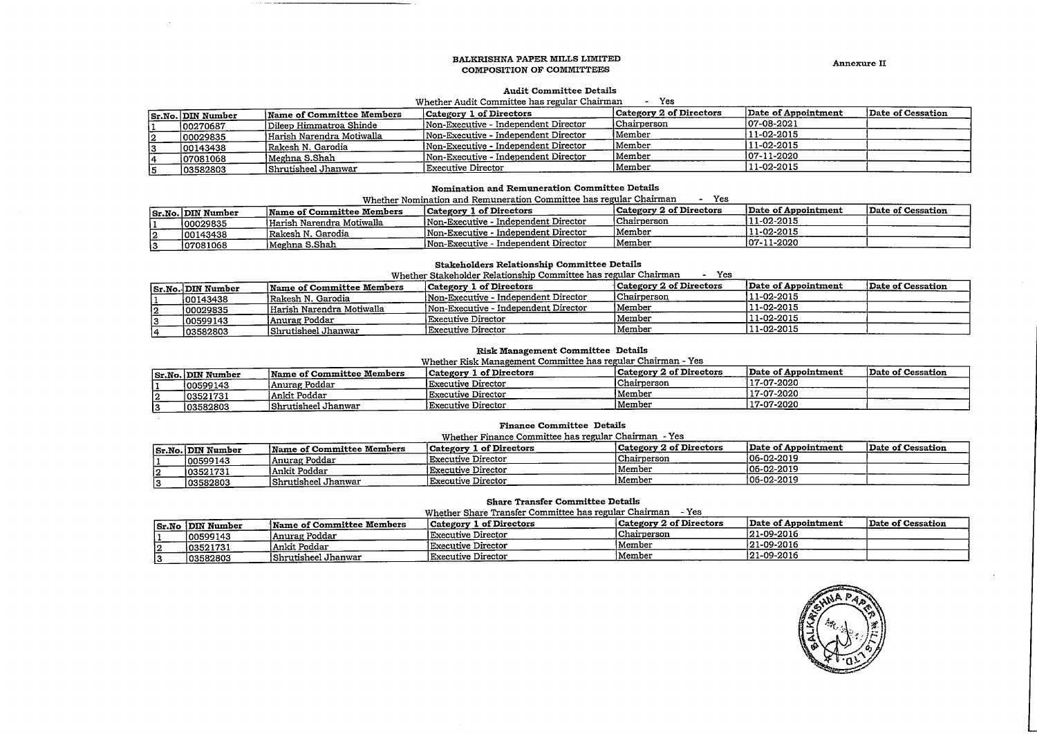**Annexure II**

# BALKRISHNA PAPER MILLS LIMITED
## COMPOSITION OF COMMITTEES

### Audit Committee Details

Whether Audit Committee has regular Chairman - Yes

| Sr.No. | DIN Number | Name of Committee Members | Category 1 of Directors | Category 2 of Directors | Date of Appointment | Date of Cessation |
|---|---|---|---|---|---|---|
| 1 | 00270687 | Dileep Himmatroa Shinde | Non-Executive - Independent Director | Chairperson | 07-08-2021 | |
| 2 | 00029835 | Harish Narendra Motiwalla | Non-Executive - Independent Director | Member | 11-02-2015 | |
| 3 | 00143438 | Rakesh N. Garodia | Non-Executive - Independent Director | Member | 11-02-2015 | |
| 4 | 07081068 | Meghna S.Shah | Non-Executive - Independent Director | Member | 07-11-2020 | |
| 5 | 03582803 | Shrutisheel Jhanwar | Executive Director | Member | 11-02-2015 | |

### Nomination and Remuneration Committee Details

Whether Nomination and Remuneration Committee has regular Chairman - Yes

| Sr.No. | DIN Number | Name of Committee Members | Category 1 of Directors | Category 2 of Directors | Date of Appointment | Date of Cessation |
|---|---|---|---|---|---|---|
| 1 | 00029835 | Harish Narendra Motiwalla | Non-Executive - Independent Director | Chairperson | 11-02-2015 | |
| 2 | 00143438 | Rakesh N. Garodia | Non-Executive - Independent Director | Member | 11-02-2015 | |
| 3 | 07081068 | Meghna S.Shah | Non-Executive - Independent Director | Member | 07-11-2020 | |

### Stakeholders Relationship Committee Details

Whether Stakeholder Relationship Committee has regular Chairman - Yes

| Sr.No. | DIN Number | Name of Committee Members | Category 1 of Directors | Category 2 of Directors | Date of Appointment | Date of Cessation |
|---|---|---|---|---|---|---|
| 1 | 00143438 | Rakesh N. Garodia | Non-Executive - Independent Director | Chairperson | 11-02-2015 | |
| 2 | 00029835 | Harish Narendra Motiwalla | Non-Executive - Independent Director | Member | 11-02-2015 | |
| 3 | 00599143 | Anurag Poddar | Executive Director | Member | 11-02-2015 | |
| 4 | 03582803 | Shrutisheel Jhanwar | Executive Director | Member | 11-02-2015 | |

### Risk Management Committee Details

Whether Risk Management Committee has regular Chairman - Yes

| Sr.No. | DIN Number | Name of Committee Members | Category 1 of Directors | Category 2 of Directors | Date of Appointment | Date of Cessation |
|---|---|---|---|---|---|---|
| 1 | 00599143 | Anurag Poddar | Executive Director | Chairperson | 17-07-2020 | |
| 2 | 03521731 | Ankit Poddar | Executive Director | Member | 17-07-2020 | |
| 3 | 03582803 | Shrutisheel Jhanwar | Executive Director | Member | 17-07-2020 | |

### Finance Committee Details

Whether Finance Committee has regular Chairman - Yes

| Sr.No. | DIN Number | Name of Committee Members | Category 1 of Directors | Category 2 of Directors | Date of Appointment | Date of Cessation |
|---|---|---|---|---|---|---|
| 1 | 00599143 | Anurag Poddar | Executive Director | Chairperson | 06-02-2019 | |
| 2 | 03521731 | Ankit Poddar | Executive Director | Member | 06-02-2019 | |
| 3 | 03582803 | Shrutisheel Jhanwar | Executive Director | Member | 06-02-2019 | |

### Share Transfer Committee Details

Whether Share Transfer Committee has regular Chairman - Yes

| Sr.No | DIN Number | Name of Committee Members | Category 1 of Directors | Category 2 of Directors | Date of Appointment | Date of Cessation |
|---|---|---|---|---|---|---|
| 1 | 00599143 | Anurag Poddar | Executive Director | Chairperson | 21-09-2016 | |
| 2 | 03521731 | Ankit Poddar | Executive Director | Member | 21-09-2016 | |
| 3 | 03582803 | Shrutisheel Jhanwar | Executive Director | Member | 21-09-2016 | |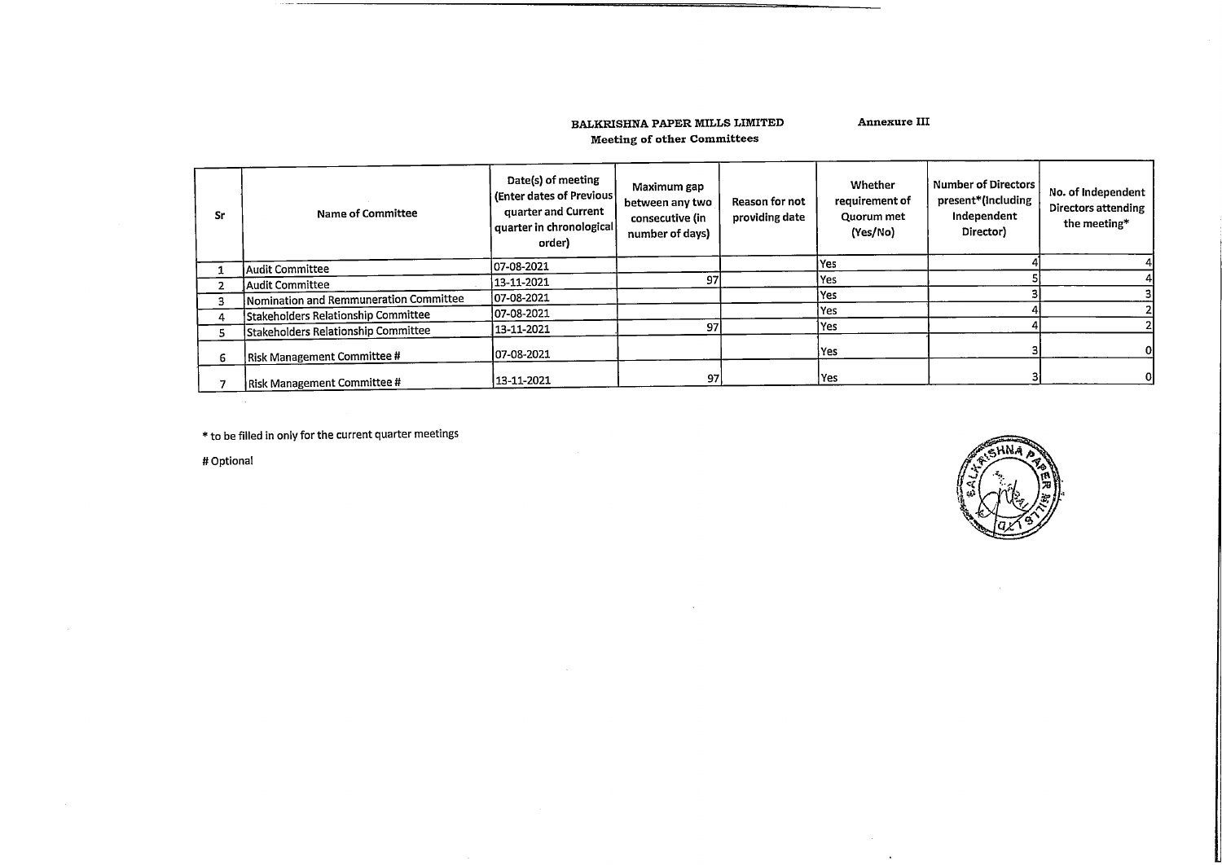**BALKRISHNA PAPER MILLS LIMITED** **Annexure III**

**Meeting of other Committees**

| Sr | Name of Committee | Date(s) of meeting (Enter dates of Previous quarter and Current quarter in chronological order) | Maximum gap between any two consecutive (in number of days) | Reason for not providing date | Whether requirement of Quorum met (Yes/No) | Number of Directors present*(Including Independent Director) | No. of Independent Directors attending the meeting* |
|---|---|---|---|---|---|---|---|
| 1 | Audit Committee | 07-08-2021 | | | Yes | 4 | 4 |
| 2 | Audit Committee | 13-11-2021 | 97 | | Yes | 5 | 4 |
| 3 | Nomination and Remmuneration Committee | 07-08-2021 | | | Yes | 3 | 3 |
| 4 | Stakeholders Relationship Committee | 07-08-2021 | | | Yes | 4 | 2 |
| 5 | Stakeholders Relationship Committee | 13-11-2021 | 97 | | Yes | 4 | 2 |
| 6 | Risk Management Committee # | 07-08-2021 | | | Yes | 3 | 0 |
| 7 | Risk Management Committee # | 13-11-2021 | 97 | | Yes | 3 | 0 |

* to be filled in only for the current quarter meetings

# Optional